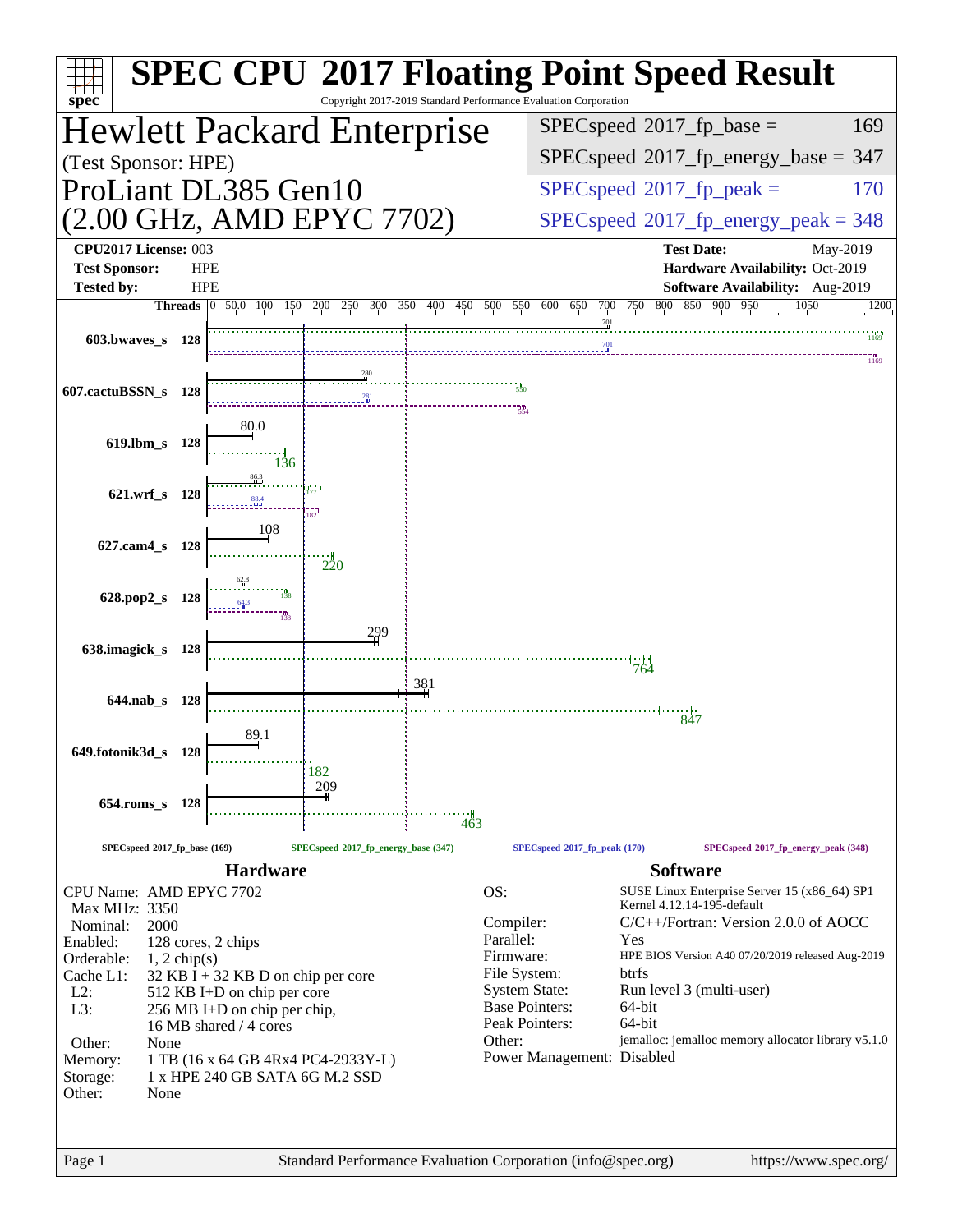# SPEC CPU 2017 Floating Point Speed Result

Copyright 2017-2019 Standard Performance Evaluation Corporation

## Hewlett Packard Enterprise

(Test Sponsor: HPE)

## ProLiant DL385 Gen10 (2.00 GHz, AMD EPYC 7702)

| | |
|---|---|
| SPECspeed 2017_fp_base = | 169 |
| SPECspeed 2017_fp_energy_base = | 347 |
| SPECspeed 2017_fp_peak = | 170 |
| SPECspeed 2017_fp_energy_peak = | 348 |

**CPU2017 License:** 003
**Test Sponsor:** HPE
**Tested by:** HPE

**Test Date:** May-2019
**Hardware Availability:** Oct-2019
**Software Availability:** Aug-2019

| Benchmark | Threads | base | energy_base | peak | energy_peak |
|---|---|---|---|---|---|
| 603.bwaves_s | 128 | 701 | 1169 | 701 | 1169 |
| 607.cactuBSSN_s | 128 | 280 | 550 | 281 | 554 |
| 619.lbm_s | 128 | 80.0 | 136 | | |
| 621.wrf_s | 128 | 86.3 | 177 | 88.4 | 182 |
| 627.cam4_s | 128 | 108 | 220 | | |
| 628.pop2_s | 128 | 62.8 | 138 | 64.3 | 138 |
| 638.imagick_s | 128 | 299 | 764 | | |
| 644.nab_s | 128 | 381 | 847 | | |
| 649.fotonik3d_s | 128 | 89.1 | 182 | | |
| 654.roms_s | 128 | 209 | 463 | | |

SPECspeed 2017_fp_base (169) · SPECspeed 2017_fp_energy_base (347) · SPECspeed 2017_fp_peak (170) · SPECspeed 2017_fp_energy_peak (348)

### Hardware

| | |
|---|---|
| CPU Name: | AMD EPYC 7702 |
| Max MHz: | 3350 |
| Nominal: | 2000 |
| Enabled: | 128 cores, 2 chips |
| Orderable: | 1, 2 chip(s) |
| Cache L1: | 32 KB I + 32 KB D on chip per core |
| L2: | 512 KB I+D on chip per core |
| L3: | 256 MB I+D on chip per chip, 16 MB shared / 4 cores |
| Other: | None |
| Memory: | 1 TB (16 x 64 GB 4Rx4 PC4-2933Y-L) |
| Storage: | 1 x HPE 240 GB SATA 6G M.2 SSD |
| Other: | None |

### Software

| | |
|---|---|
| OS: | SUSE Linux Enterprise Server 15 (x86_64) SP1 Kernel 4.12.14-195-default |
| Compiler: | C/C++/Fortran: Version 2.0.0 of AOCC |
| Parallel: | Yes |
| Firmware: | HPE BIOS Version A40 07/20/2019 released Aug-2019 |
| File System: | btrfs |
| System State: | Run level 3 (multi-user) |
| Base Pointers: | 64-bit |
| Peak Pointers: | 64-bit |
| Other: | jemalloc: jemalloc memory allocator library v5.1.0 |
| Power Management: | Disabled |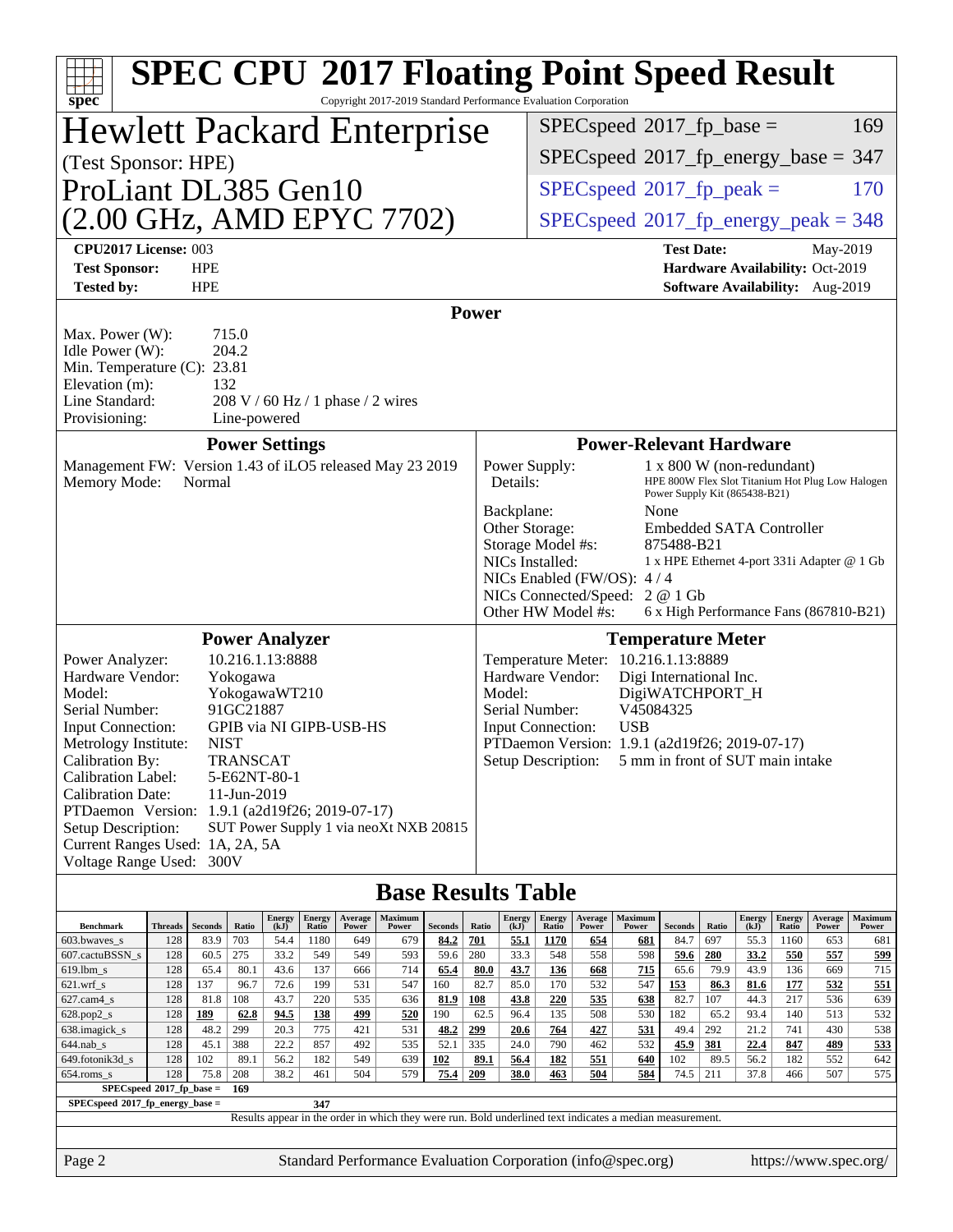# SPEC CPU 2017 Floating Point Speed Result

Copyright 2017-2019 Standard Performance Evaluation Corporation

## Hewlett Packard Enterprise

(Test Sponsor: HPE)

ProLiant DL385 Gen10

(2.00 GHz, AMD EPYC 7702)

| | |
|---|---|
| SPECspeed 2017_fp_base = | 169 |
| SPECspeed 2017_fp_energy_base = | 347 |
| SPECspeed 2017_fp_peak = | 170 |
| SPECspeed 2017_fp_energy_peak = | 348 |

**CPU2017 License:** 003
**Test Sponsor:** HPE
**Tested by:** HPE

**Test Date:** May-2019
**Hardware Availability:** Oct-2019
**Software Availability:** Aug-2019

## Power

Max. Power (W): 715.0
Idle Power (W): 204.2
Min. Temperature (C): 23.81
Elevation (m): 132
Line Standard: 208 V / 60 Hz / 1 phase / 2 wires
Provisioning: Line-powered

### Power Settings

Management FW: Version 1.43 of iLO5 released May 23 2019
Memory Mode: Normal

### Power-Relevant Hardware

Power Supply: 1 x 800 W (non-redundant)
Details: HPE 800W Flex Slot Titanium Hot Plug Low Halogen Power Supply Kit (865438-B21)
Backplane: None
Other Storage: Embedded SATA Controller
Storage Model #s: 875488-B21
NICs Installed: 1 x HPE Ethernet 4-port 331i Adapter @ 1 Gb
NICs Enabled (FW/OS): 4 / 4
NICs Connected/Speed: 2 @ 1 Gb
Other HW Model #s: 6 x High Performance Fans (867810-B21)

### Power Analyzer

Power Analyzer: 10.216.1.13:8888
Hardware Vendor: Yokogawa
Model: YokogawaWT210
Serial Number: 91GC21887
Input Connection: GPIB via NI GIPB-USB-HS
Metrology Institute: NIST
Calibration By: TRANSCAT
Calibration Label: 5-E62NT-80-1
Calibration Date: 11-Jun-2019
PTDaemon Version: 1.9.1 (a2d19f26; 2019-07-17)
Setup Description: SUT Power Supply 1 via neoXt NXB 20815
Current Ranges Used: 1A, 2A, 5A
Voltage Range Used: 300V

### Temperature Meter

Temperature Meter: 10.216.1.13:8889
Hardware Vendor: Digi International Inc.
Model: DigiWATCHPORT_H
Serial Number: V45084325
Input Connection: USB
PTDaemon Version: 1.9.1 (a2d19f26; 2019-07-17)
Setup Description: 5 mm in front of SUT main intake

## Base Results Table

| Benchmark | Threads | Seconds | Ratio | Energy (kJ) | Energy Ratio | Average Power | Maximum Power | Seconds | Ratio | Energy (kJ) | Energy Ratio | Average Power | Maximum Power | Seconds | Ratio | Energy (kJ) | Energy Ratio | Average Power | Maximum Power |
|---|---|---|---|---|---|---|---|---|---|---|---|---|---|---|---|---|---|---|---|
| 603.bwaves_s | 128 | 83.9 | 703 | 54.4 | 1180 | 649 | 679 | **84.2** | **701** | **55.1** | **1170** | **654** | **681** | 84.7 | 697 | 55.3 | 1160 | 653 | 681 |
| 607.cactuBSSN_s | 128 | 60.5 | 275 | 33.2 | 549 | 549 | 593 | 59.6 | 280 | 33.3 | 548 | 558 | 598 | **59.6** | **280** | **33.2** | **550** | **557** | **599** |
| 619.lbm_s | 128 | 65.4 | 80.1 | 43.6 | 137 | 666 | 714 | **65.4** | **80.0** | **43.7** | **136** | **668** | **715** | 65.6 | 79.9 | 43.9 | 136 | 669 | 715 |
| 621.wrf_s | 128 | 137 | 96.7 | 72.6 | 199 | 531 | 547 | 160 | 82.7 | 85.0 | 170 | 532 | 547 | **153** | **86.3** | **81.6** | **177** | **532** | **551** |
| 627.cam4_s | 128 | 81.8 | 108 | 43.7 | 220 | 535 | 636 | **81.9** | **108** | **43.8** | **220** | **535** | **638** | 82.7 | 107 | 44.3 | 217 | 536 | 639 |
| 628.pop2_s | 128 | **189** | **62.8** | **94.5** | **138** | **499** | **520** | 190 | 62.5 | 96.4 | 135 | 508 | 530 | 182 | 65.2 | 93.4 | 140 | 513 | 532 |
| 638.imagick_s | 128 | 48.2 | 299 | 20.3 | 775 | 421 | 531 | **48.2** | **299** | **20.6** | **764** | **427** | **531** | 49.4 | 292 | 21.2 | 741 | 430 | 538 |
| 644.nab_s | 128 | 45.1 | 388 | 22.2 | 857 | 492 | 535 | 52.1 | 335 | 24.0 | 790 | 462 | 532 | **45.9** | **381** | **22.4** | **847** | **489** | **533** |
| 649.fotonik3d_s | 128 | 102 | 89.1 | 56.2 | 182 | 549 | 639 | **102** | **89.1** | **56.4** | **182** | **551** | **640** | 102 | 89.5 | 56.2 | 182 | 552 | 642 |
| 654.roms_s | 128 | 75.8 | 208 | 38.2 | 461 | 504 | 579 | **75.4** | **209** | **38.0** | **463** | **504** | **584** | 74.5 | 211 | 37.8 | 466 | 507 | 575 |

SPECspeed 2017_fp_base = 169

SPECspeed 2017_fp_energy_base = 347

Results appear in the order in which they were run. Bold underlined text indicates a median measurement.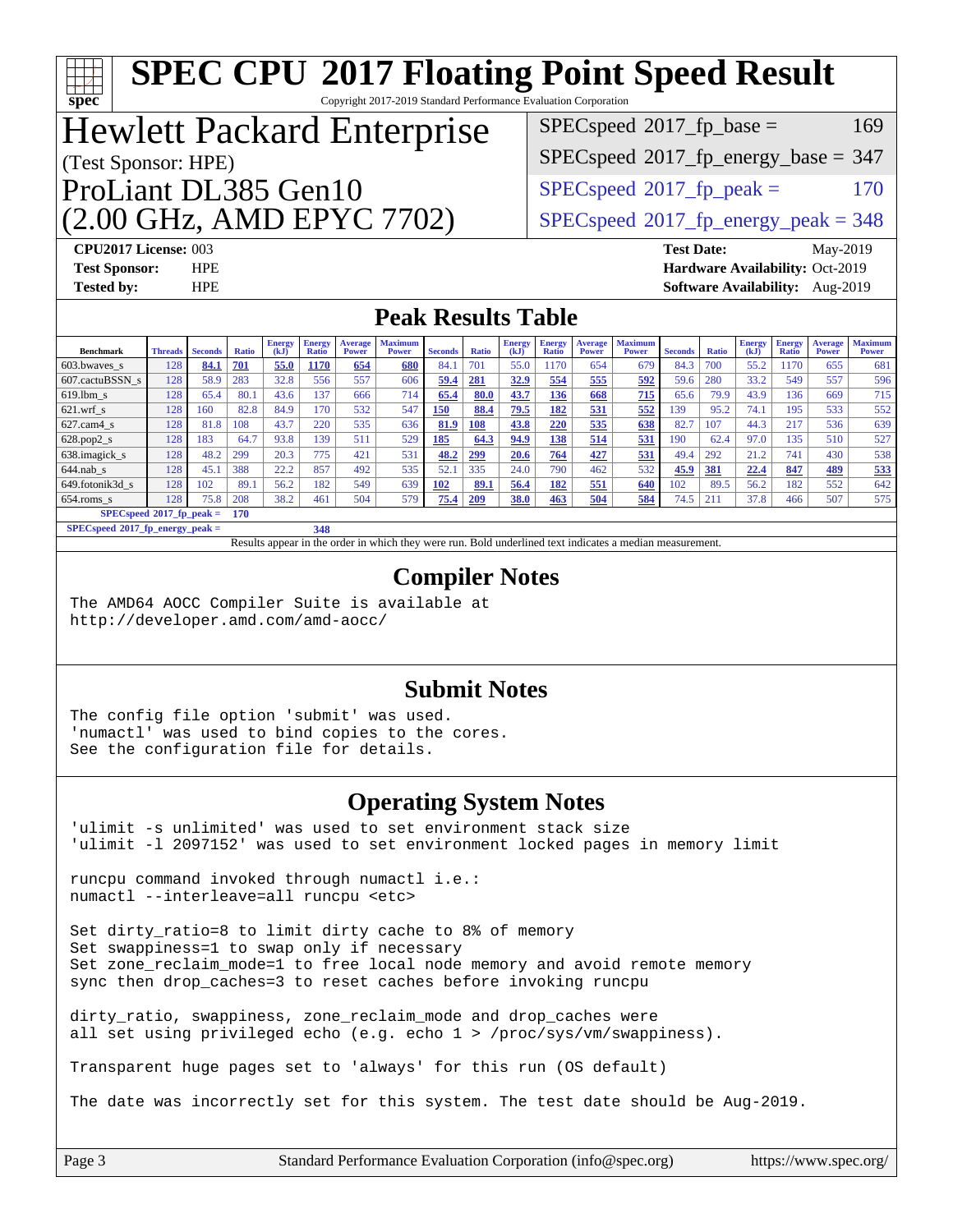# SPEC CPU 2017 Floating Point Speed Result

Copyright 2017-2019 Standard Performance Evaluation Corporation

# Hewlett Packard Enterprise

(Test Sponsor: HPE)

# ProLiant DL385 Gen10 (2.00 GHz, AMD EPYC 7702)

| | |
|---|---|
| SPECspeed 2017_fp_base = | 169 |
| SPECspeed 2017_fp_energy_base = | 347 |
| SPECspeed 2017_fp_peak = | 170 |
| SPECspeed 2017_fp_energy_peak = | 348 |

**CPU2017 License:** 003
**Test Sponsor:** HPE
**Tested by:** HPE

**Test Date:** May-2019
**Hardware Availability:** Oct-2019
**Software Availability:** Aug-2019

## Peak Results Table

| Benchmark | Threads | Seconds | Ratio | Energy (kJ) | Energy Ratio | Average Power | Maximum Power | Seconds | Ratio | Energy (kJ) | Energy Ratio | Average Power | Maximum Power | Seconds | Ratio | Energy (kJ) | Energy Ratio | Average Power | Maximum Power |
|---|---|---|---|---|---|---|---|---|---|---|---|---|---|---|---|---|---|---|---|
| 603.bwaves_s | 128 | **84.1** | **701** | **55.0** | **1170** | **654** | **680** | 84.1 | 701 | 55.0 | 1170 | 654 | 679 | 84.3 | 700 | 55.2 | 1170 | 655 | 681 |
| 607.cactuBSSN_s | 128 | 58.9 | 283 | 32.8 | 556 | 557 | 606 | **59.4** | **281** | **32.9** | **554** | **555** | **592** | 59.6 | 280 | 33.2 | 549 | 557 | 596 |
| 619.lbm_s | 128 | 65.4 | 80.1 | 43.6 | 137 | 666 | 714 | **65.4** | **80.0** | **43.7** | **136** | **668** | **715** | 65.6 | 79.9 | 43.9 | 136 | 669 | 715 |
| 621.wrf_s | 128 | 160 | 82.8 | 84.9 | 170 | 532 | 547 | **150** | **88.4** | **79.5** | **182** | **531** | **552** | 139 | 95.2 | 74.1 | 195 | 533 | 552 |
| 627.cam4_s | 128 | 81.8 | 108 | 43.7 | 220 | 535 | 636 | **81.9** | **108** | **43.8** | **220** | **535** | **638** | 82.7 | 107 | 44.3 | 217 | 536 | 639 |
| 628.pop2_s | 128 | 183 | 64.7 | 93.8 | 139 | 511 | 529 | **185** | **64.3** | **94.9** | **138** | **514** | **531** | 190 | 62.4 | 97.0 | 135 | 510 | 527 |
| 638.imagick_s | 128 | 48.2 | 299 | 20.3 | 775 | 421 | 531 | **48.2** | **299** | **20.6** | **764** | **427** | **531** | 49.4 | 292 | 21.2 | 741 | 430 | 538 |
| 644.nab_s | 128 | 45.1 | 388 | 22.2 | 857 | 492 | 535 | 52.1 | 335 | 24.0 | 790 | 462 | 532 | **45.9** | **381** | **22.4** | **847** | **489** | **533** |
| 649.fotonik3d_s | 128 | 102 | 89.1 | 56.2 | 182 | 549 | 639 | **102** | **89.1** | **56.4** | **182** | **551** | **640** | 102 | 89.5 | 56.2 | 182 | 552 | 642 |
| 654.roms_s | 128 | 75.8 | 208 | 38.2 | 461 | 504 | 579 | **75.4** | **209** | **38.0** | **463** | **504** | **584** | 74.5 | 211 | 37.8 | 466 | 507 | 575 |

**SPECspeed 2017_fp_peak =** **170**

**SPECspeed 2017_fp_energy_peak =** **348**

Results appear in the order in which they were run. Bold underlined text indicates a median measurement.

## Compiler Notes

```
The AMD64 AOCC Compiler Suite is available at
http://developer.amd.com/amd-aocc/
```

## Submit Notes

```
The config file option 'submit' was used.
'numactl' was used to bind copies to the cores.
See the configuration file for details.
```

## Operating System Notes

```
'ulimit -s unlimited' was used to set environment stack size
'ulimit -l 2097152' was used to set environment locked pages in memory limit

runcpu command invoked through numactl i.e.:
numactl --interleave=all runcpu <etc>

Set dirty_ratio=8 to limit dirty cache to 8% of memory
Set swappiness=1 to swap only if necessary
Set zone_reclaim_mode=1 to free local node memory and avoid remote memory
sync then drop_caches=3 to reset caches before invoking runcpu

dirty_ratio, swappiness, zone_reclaim_mode and drop_caches were
all set using privileged echo (e.g. echo 1 > /proc/sys/vm/swappiness).

Transparent huge pages set to 'always' for this run (OS default)

The date was incorrectly set for this system. The test date should be Aug-2019.
```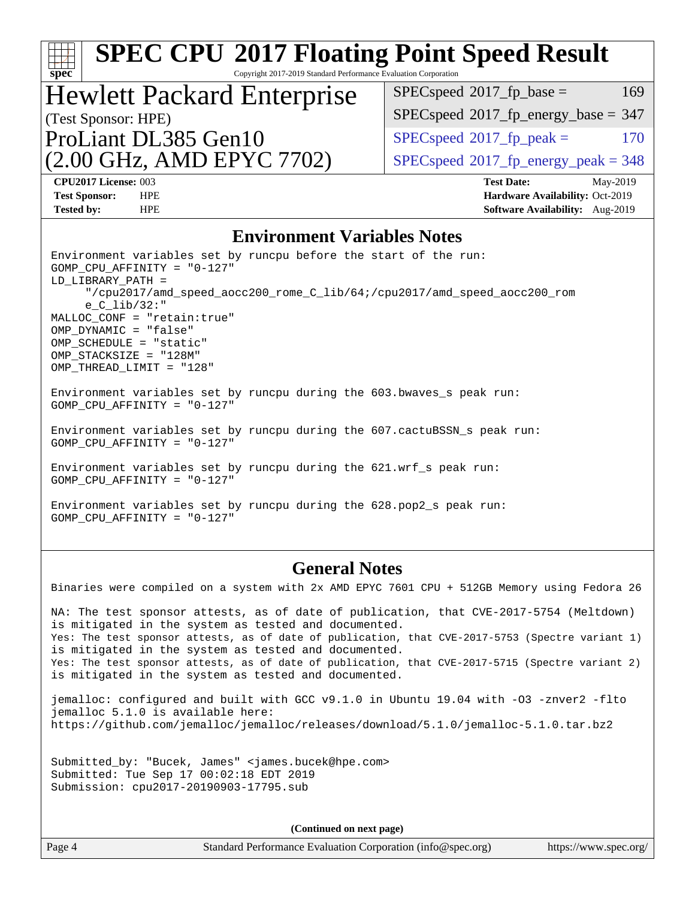# SPEC CPU 2017 Floating Point Speed Result

Copyright 2017-2019 Standard Performance Evaluation Corporation

## Hewlett Packard Enterprise

(Test Sponsor: HPE)

ProLiant DL385 Gen10
(2.00 GHz, AMD EPYC 7702)

| | |
|---|---|
| SPECspeed 2017_fp_base = | 169 |
| SPECspeed 2017_fp_energy_base = | 347 |
| SPECspeed 2017_fp_peak = | 170 |
| SPECspeed 2017_fp_energy_peak = | 348 |

**CPU2017 License:** 003
**Test Sponsor:** HPE
**Tested by:** HPE

**Test Date:** May-2019
**Hardware Availability:** Oct-2019
**Software Availability:** Aug-2019

## Environment Variables Notes

```
Environment variables set by runcpu before the start of the run:
GOMP_CPU_AFFINITY = "0-127"
LD_LIBRARY_PATH =
     "/cpu2017/amd_speed_aocc200_rome_C_lib/64;/cpu2017/amd_speed_aocc200_rom
     e_C_lib/32:"
MALLOC_CONF = "retain:true"
OMP_DYNAMIC = "false"
OMP_SCHEDULE = "static"
OMP_STACKSIZE = "128M"
OMP_THREAD_LIMIT = "128"

Environment variables set by runcpu during the 603.bwaves_s peak run:
GOMP_CPU_AFFINITY = "0-127"

Environment variables set by runcpu during the 607.cactuBSSN_s peak run:
GOMP_CPU_AFFINITY = "0-127"

Environment variables set by runcpu during the 621.wrf_s peak run:
GOMP_CPU_AFFINITY = "0-127"

Environment variables set by runcpu during the 628.pop2_s peak run:
GOMP_CPU_AFFINITY = "0-127"
```

## General Notes

```
Binaries were compiled on a system with 2x AMD EPYC 7601 CPU + 512GB Memory using Fedora 26

NA: The test sponsor attests, as of date of publication, that CVE-2017-5754 (Meltdown)
is mitigated in the system as tested and documented.
Yes: The test sponsor attests, as of date of publication, that CVE-2017-5753 (Spectre variant 1)
is mitigated in the system as tested and documented.
Yes: The test sponsor attests, as of date of publication, that CVE-2017-5715 (Spectre variant 2)
is mitigated in the system as tested and documented.

jemalloc: configured and built with GCC v9.1.0 in Ubuntu 19.04 with -O3 -znver2 -flto
jemalloc 5.1.0 is available here:
https://github.com/jemalloc/jemalloc/releases/download/5.1.0/jemalloc-5.1.0.tar.bz2


Submitted_by: "Bucek, James" <james.bucek@hpe.com>
Submitted: Tue Sep 17 00:02:18 EDT 2019
Submission: cpu2017-20190903-17795.sub
```

**(Continued on next page)**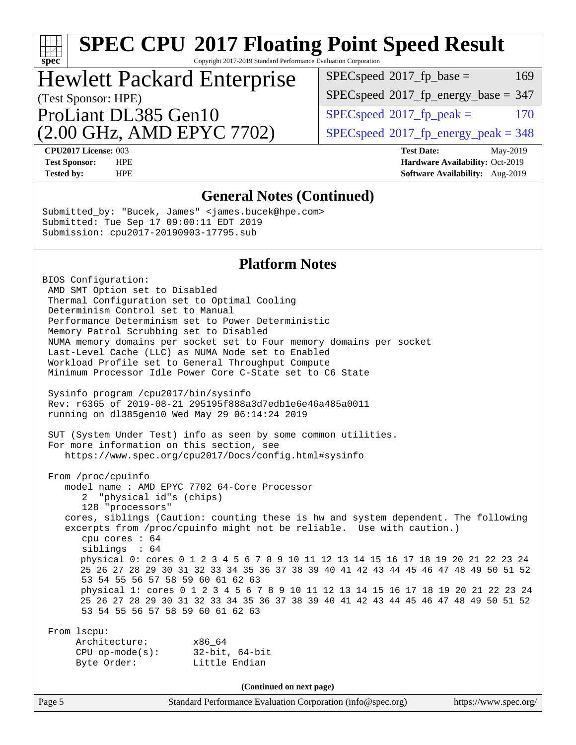## General Notes (Continued)

```
Submitted_by: "Bucek, James" <james.bucek@hpe.com>
Submitted: Tue Sep 17 09:00:11 EDT 2019
Submission: cpu2017-20190903-17795.sub
```

## Platform Notes

```
BIOS Configuration:
 AMD SMT Option set to Disabled
 Thermal Configuration set to Optimal Cooling
 Determinism Control set to Manual
 Performance Determinism set to Power Deterministic
 Memory Patrol Scrubbing set to Disabled
 NUMA memory domains per socket set to Four memory domains per socket
 Last-Level Cache (LLC) as NUMA Node set to Enabled
 Workload Profile set to General Throughput Compute
 Minimum Processor Idle Power Core C-State set to C6 State

 Sysinfo program /cpu2017/bin/sysinfo
 Rev: r6365 of 2019-08-21 295195f888a3d7edb1e6e46a485a0011
 running on dl385gen10 Wed May 29 06:14:24 2019

 SUT (System Under Test) info as seen by some common utilities.
 For more information on this section, see
    https://www.spec.org/cpu2017/Docs/config.html#sysinfo

 From /proc/cpuinfo
    model name : AMD EPYC 7702 64-Core Processor
       2  "physical id"s (chips)
       128 "processors"
    cores, siblings (Caution: counting these is hw and system dependent. The following
    excerpts from /proc/cpuinfo might not be reliable.  Use with caution.)
       cpu cores : 64
       siblings  : 64
       physical 0: cores 0 1 2 3 4 5 6 7 8 9 10 11 12 13 14 15 16 17 18 19 20 21 22 23 24
       25 26 27 28 29 30 31 32 33 34 35 36 37 38 39 40 41 42 43 44 45 46 47 48 49 50 51 52
       53 54 55 56 57 58 59 60 61 62 63
       physical 1: cores 0 1 2 3 4 5 6 7 8 9 10 11 12 13 14 15 16 17 18 19 20 21 22 23 24
       25 26 27 28 29 30 31 32 33 34 35 36 37 38 39 40 41 42 43 44 45 46 47 48 49 50 51 52
       53 54 55 56 57 58 59 60 61 62 63

 From lscpu:
      Architecture:        x86_64
      CPU op-mode(s):      32-bit, 64-bit
      Byte Order:          Little Endian
```

(Continued on next page)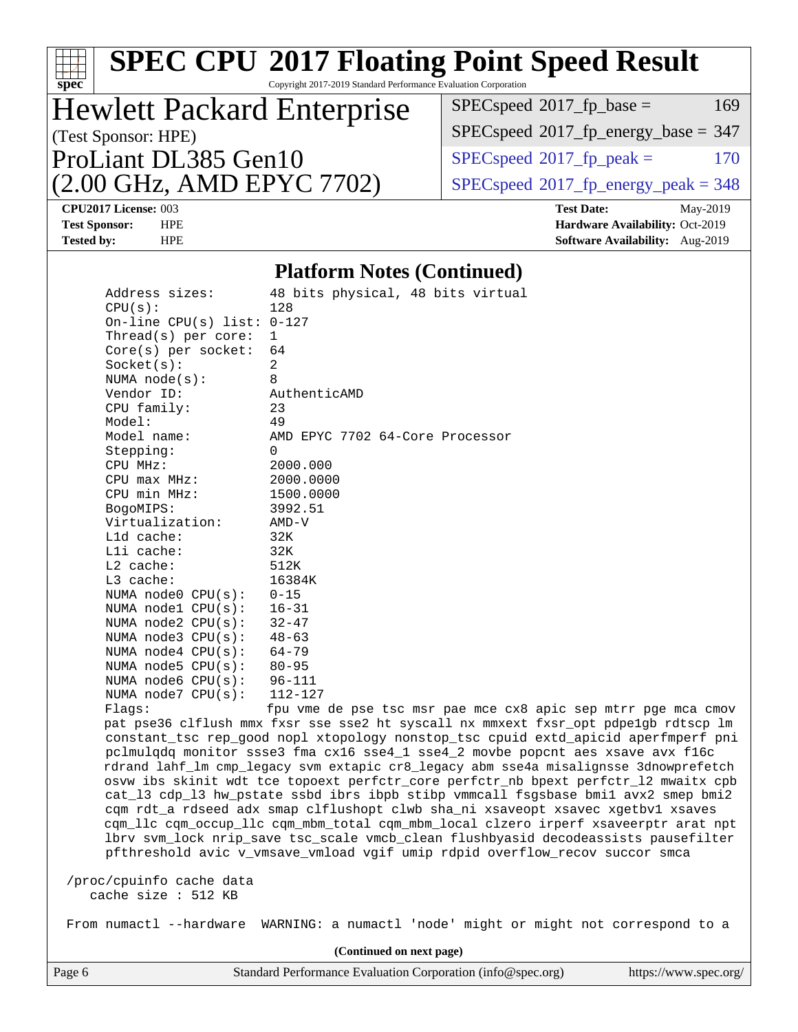# SPEC CPU 2017 Floating Point Speed Result

Copyright 2017-2019 Standard Performance Evaluation Corporation

## Hewlett Packard Enterprise

(Test Sponsor: HPE)

ProLiant DL385 Gen10
(2.00 GHz, AMD EPYC 7702)

| | |
|---|---|
| SPECspeed 2017_fp_base = | 169 |
| SPECspeed 2017_fp_energy_base = | 347 |
| SPECspeed 2017_fp_peak = | 170 |
| SPECspeed 2017_fp_energy_peak = | 348 |

**CPU2017 License:** 003
**Test Sponsor:** HPE
**Tested by:** HPE

**Test Date:** May-2019
**Hardware Availability:** Oct-2019
**Software Availability:** Aug-2019

### Platform Notes (Continued)

```
     Address sizes:        48 bits physical, 48 bits virtual
     CPU(s):               128
     On-line CPU(s) list:  0-127
     Thread(s) per core:   1
     Core(s) per socket:   64
     Socket(s):            2
     NUMA node(s):         8
     Vendor ID:            AuthenticAMD
     CPU family:           23
     Model:                49
     Model name:           AMD EPYC 7702 64-Core Processor
     Stepping:             0
     CPU MHz:              2000.000
     CPU max MHz:          2000.0000
     CPU min MHz:          1500.0000
     BogoMIPS:             3992.51
     Virtualization:       AMD-V
     L1d cache:            32K
     L1i cache:            32K
     L2 cache:             512K
     L3 cache:             16384K
     NUMA node0 CPU(s):    0-15
     NUMA node1 CPU(s):    16-31
     NUMA node2 CPU(s):    32-47
     NUMA node3 CPU(s):    48-63
     NUMA node4 CPU(s):    64-79
     NUMA node5 CPU(s):    80-95
     NUMA node6 CPU(s):    96-111
     NUMA node7 CPU(s):    112-127
     Flags:                fpu vme de pse tsc msr pae mce cx8 apic sep mtrr pge mca cmov
     pat pse36 clflush mmx fxsr sse sse2 ht syscall nx mmxext fxsr_opt pdpe1gb rdtscp lm
     constant_tsc rep_good nopl xtopology nonstop_tsc cpuid extd_apicid aperfmperf pni
     pclmulqdq monitor ssse3 fma cx16 sse4_1 sse4_2 movbe popcnt aes xsave avx f16c
     rdrand lahf_lm cmp_legacy svm extapic cr8_legacy abm sse4a misalignsse 3dnowprefetch
     osvw ibs skinit wdt tce topoext perfctr_core perfctr_nb bpext perfctr_l2 mwaitx cpb
     cat_l3 cdp_l3 hw_pstate ssbd ibrs ibpb stibp vmmcall fsgsbase bmi1 avx2 smep bmi2
     cqm rdt_a rdseed adx smap clflushopt clwb sha_ni xsaveopt xsavec xgetbv1 xsaves
     cqm_llc cqm_occup_llc cqm_mbm_total cqm_mbm_local clzero irperf xsaveerptr arat npt
     lbrv svm_lock nrip_save tsc_scale vmcb_clean flushbyasid decodeassists pausefilter
     pfthreshold avic v_vmsave_vmload vgif umip rdpid overflow_recov succor smca

 /proc/cpuinfo cache data
    cache size : 512 KB

 From numactl --hardware  WARNING: a numactl 'node' might or might not correspond to a
```

(Continued on next page)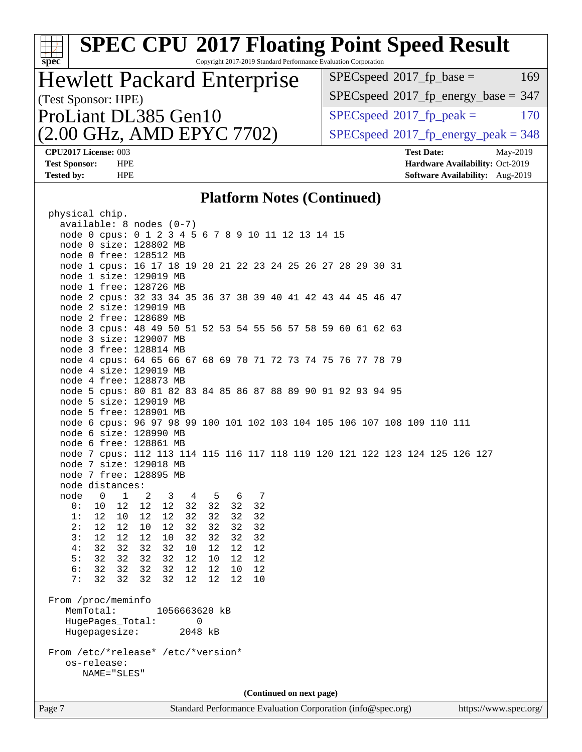# SPEC CPU 2017 Floating Point Speed Result

Copyright 2017-2019 Standard Performance Evaluation Corporation

## Hewlett Packard Enterprise

(Test Sponsor: HPE)

ProLiant DL385 Gen10

(2.00 GHz, AMD EPYC 7702)

| | |
|---|---|
| SPECspeed 2017_fp_base = | 169 |
| SPECspeed 2017_fp_energy_base = | 347 |
| SPECspeed 2017_fp_peak = | 170 |
| SPECspeed 2017_fp_energy_peak = | 348 |

**CPU2017 License:** 003
**Test Sponsor:** HPE
**Tested by:** HPE

**Test Date:** May-2019
**Hardware Availability:** Oct-2019
**Software Availability:** Aug-2019

### Platform Notes (Continued)

```
physical chip.
  available: 8 nodes (0-7)
  node 0 cpus: 0 1 2 3 4 5 6 7 8 9 10 11 12 13 14 15
  node 0 size: 128802 MB
  node 0 free: 128512 MB
  node 1 cpus: 16 17 18 19 20 21 22 23 24 25 26 27 28 29 30 31
  node 1 size: 129019 MB
  node 1 free: 128726 MB
  node 2 cpus: 32 33 34 35 36 37 38 39 40 41 42 43 44 45 46 47
  node 2 size: 129019 MB
  node 2 free: 128689 MB
  node 3 cpus: 48 49 50 51 52 53 54 55 56 57 58 59 60 61 62 63
  node 3 size: 129007 MB
  node 3 free: 128814 MB
  node 4 cpus: 64 65 66 67 68 69 70 71 72 73 74 75 76 77 78 79
  node 4 size: 129019 MB
  node 4 free: 128873 MB
  node 5 cpus: 80 81 82 83 84 85 86 87 88 89 90 91 92 93 94 95
  node 5 size: 129019 MB
  node 5 free: 128901 MB
  node 6 cpus: 96 97 98 99 100 101 102 103 104 105 106 107 108 109 110 111
  node 6 size: 128990 MB
  node 6 free: 128861 MB
  node 7 cpus: 112 113 114 115 116 117 118 119 120 121 122 123 124 125 126 127
  node 7 size: 129018 MB
  node 7 free: 128895 MB
  node distances:
  node   0   1   2   3   4   5   6   7
    0:  10  12  12  12  32  32  32  32
    1:  12  10  12  12  32  32  32  32
    2:  12  12  10  12  32  32  32  32
    3:  12  12  12  10  32  32  32  32
    4:  32  32  32  32  10  12  12  12
    5:  32  32  32  32  12  10  12  12
    6:  32  32  32  32  12  12  10  12
    7:  32  32  32  32  12  12  12  10

From /proc/meminfo
   MemTotal:       1056663620 kB
   HugePages_Total:       0
   Hugepagesize:       2048 kB

From /etc/*release* /etc/*version*
   os-release:
      NAME="SLES"
```

(Continued on next page)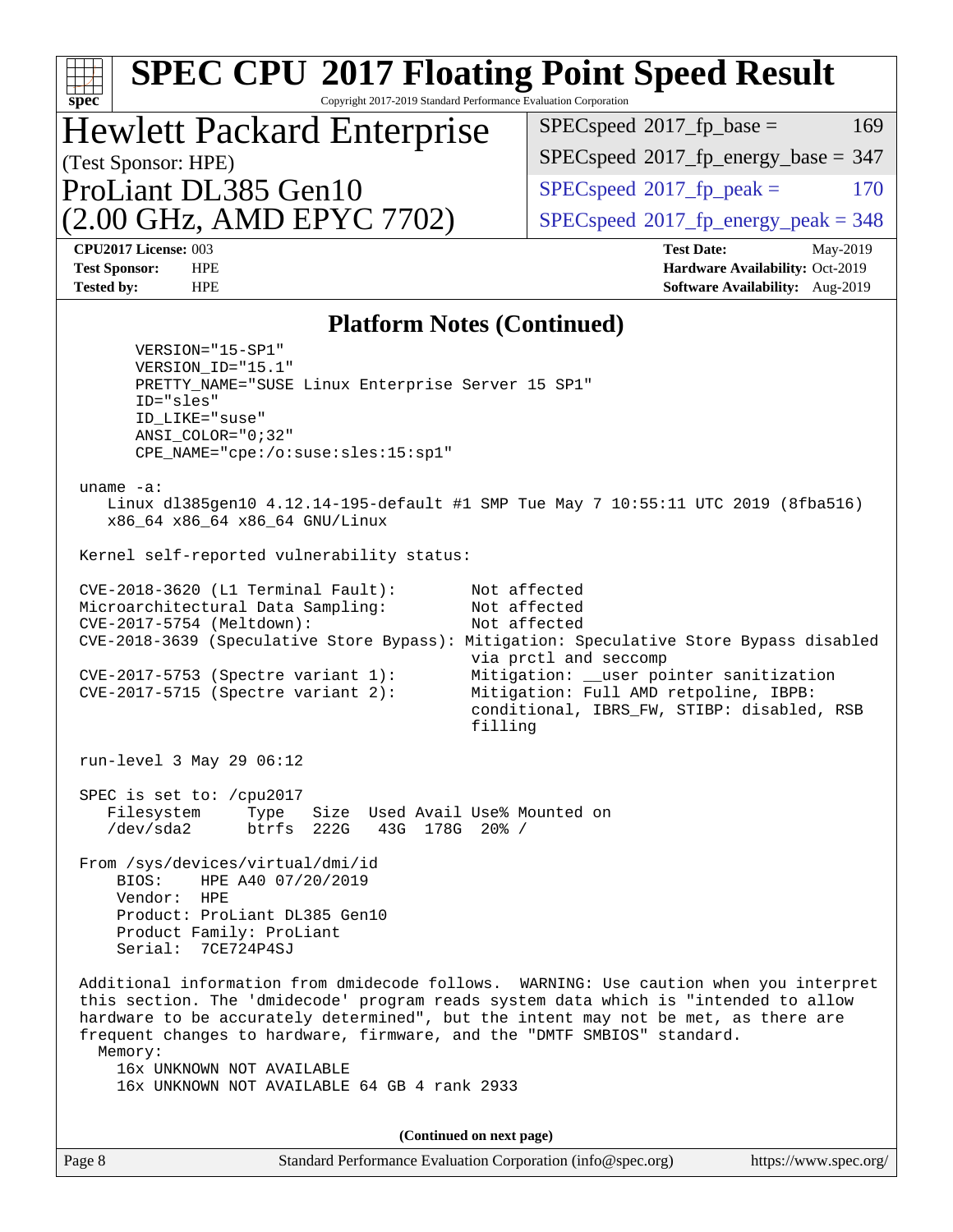# SPEC CPU 2017 Floating Point Speed Result

Copyright 2017-2019 Standard Performance Evaluation Corporation

## Hewlett Packard Enterprise

(Test Sponsor: HPE)

ProLiant DL385 Gen10
(2.00 GHz, AMD EPYC 7702)

| | |
|---|---|
| SPECspeed 2017_fp_base = | 169 |
| SPECspeed 2017_fp_energy_base = | 347 |
| SPECspeed 2017_fp_peak = | 170 |
| SPECspeed 2017_fp_energy_peak = | 348 |

**CPU2017 License:** 003
**Test Sponsor:** HPE
**Tested by:** HPE

**Test Date:** May-2019
**Hardware Availability:** Oct-2019
**Software Availability:** Aug-2019

### Platform Notes (Continued)

```
      VERSION="15-SP1"
      VERSION_ID="15.1"
      PRETTY_NAME="SUSE Linux Enterprise Server 15 SP1"
      ID="sles"
      ID_LIKE="suse"
      ANSI_COLOR="0;32"
      CPE_NAME="cpe:/o:suse:sles:15:sp1"

 uname -a:
    Linux dl385gen10 4.12.14-195-default #1 SMP Tue May 7 10:55:11 UTC 2019 (8fba516)
    x86_64 x86_64 x86_64 GNU/Linux

 Kernel self-reported vulnerability status:

 CVE-2018-3620 (L1 Terminal Fault):         Not affected
 Microarchitectural Data Sampling:          Not affected
 CVE-2017-5754 (Meltdown):                  Not affected
 CVE-2018-3639 (Speculative Store Bypass): Mitigation: Speculative Store Bypass disabled
                                            via prctl and seccomp
 CVE-2017-5753 (Spectre variant 1):         Mitigation: __user pointer sanitization
 CVE-2017-5715 (Spectre variant 2):         Mitigation: Full AMD retpoline, IBPB:
                                            conditional, IBRS_FW, STIBP: disabled, RSB
                                            filling

 run-level 3 May 29 06:12

 SPEC is set to: /cpu2017
    Filesystem     Type   Size  Used Avail Use% Mounted on
    /dev/sda2      btrfs  222G   43G  178G  20% /

 From /sys/devices/virtual/dmi/id
     BIOS:    HPE A40 07/20/2019
     Vendor:  HPE
     Product: ProLiant DL385 Gen10
     Product Family: ProLiant
     Serial:  7CE724P4SJ

 Additional information from dmidecode follows.  WARNING: Use caution when you interpret
 this section. The 'dmidecode' program reads system data which is "intended to allow
 hardware to be accurately determined", but the intent may not be met, as there are
 frequent changes to hardware, firmware, and the "DMTF SMBIOS" standard.
   Memory:
     16x UNKNOWN NOT AVAILABLE
     16x UNKNOWN NOT AVAILABLE 64 GB 4 rank 2933
```

**(Continued on next page)**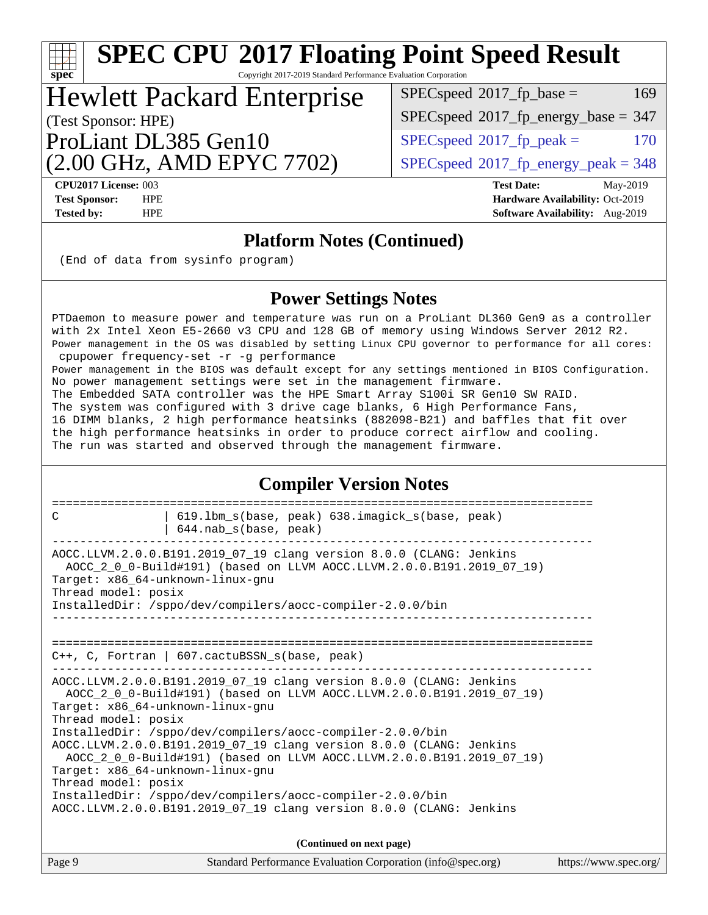# SPEC CPU 2017 Floating Point Speed Result

Copyright 2017-2019 Standard Performance Evaluation Corporation

## Hewlett Packard Enterprise

(Test Sponsor: HPE)

ProLiant DL385 Gen10 (2.00 GHz, AMD EPYC 7702)

| | |
|---|---|
| SPECspeed 2017_fp_base = | 169 |
| SPECspeed 2017_fp_energy_base = | 347 |
| SPECspeed 2017_fp_peak = | 170 |
| SPECspeed 2017_fp_energy_peak = | 348 |

**CPU2017 License:** 003
**Test Sponsor:** HPE
**Tested by:** HPE

**Test Date:** May-2019
**Hardware Availability:** Oct-2019
**Software Availability:** Aug-2019

## Platform Notes (Continued)

```
(End of data from sysinfo program)
```

## Power Settings Notes

```
PTDaemon to measure power and temperature was run on a ProLiant DL360 Gen9 as a controller
with 2x Intel Xeon E5-2660 v3 CPU and 128 GB of memory using Windows Server 2012 R2.
Power management in the OS was disabled by setting Linux CPU governor to performance for all cores:
 cpupower frequency-set -r -g performance
Power management in the BIOS was default except for any settings mentioned in BIOS Configuration.
No power management settings were set in the management firmware.
The Embedded SATA controller was the HPE Smart Array S100i SR Gen10 SW RAID.
The system was configured with 3 drive cage blanks, 6 High Performance Fans,
16 DIMM blanks, 2 high performance heatsinks (882098-B21) and baffles that fit over
the high performance heatsinks in order to produce correct airflow and cooling.
The run was started and observed through the management firmware.
```

## Compiler Version Notes

```
==============================================================================
C               | 619.lbm_s(base, peak) 638.imagick_s(base, peak)
                | 644.nab_s(base, peak)
------------------------------------------------------------------------------
AOCC.LLVM.2.0.0.B191.2019_07_19 clang version 8.0.0 (CLANG: Jenkins
  AOCC_2_0_0-Build#191) (based on LLVM AOCC.LLVM.2.0.0.B191.2019_07_19)
Target: x86_64-unknown-linux-gnu
Thread model: posix
InstalledDir: /sppo/dev/compilers/aocc-compiler-2.0.0/bin
------------------------------------------------------------------------------

==============================================================================
C++, C, Fortran | 607.cactuBSSN_s(base, peak)
------------------------------------------------------------------------------
AOCC.LLVM.2.0.0.B191.2019_07_19 clang version 8.0.0 (CLANG: Jenkins
  AOCC_2_0_0-Build#191) (based on LLVM AOCC.LLVM.2.0.0.B191.2019_07_19)
Target: x86_64-unknown-linux-gnu
Thread model: posix
InstalledDir: /sppo/dev/compilers/aocc-compiler-2.0.0/bin
AOCC.LLVM.2.0.0.B191.2019_07_19 clang version 8.0.0 (CLANG: Jenkins
  AOCC_2_0_0-Build#191) (based on LLVM AOCC.LLVM.2.0.0.B191.2019_07_19)
Target: x86_64-unknown-linux-gnu
Thread model: posix
InstalledDir: /sppo/dev/compilers/aocc-compiler-2.0.0/bin
AOCC.LLVM.2.0.0.B191.2019_07_19 clang version 8.0.0 (CLANG: Jenkins
```

**(Continued on next page)**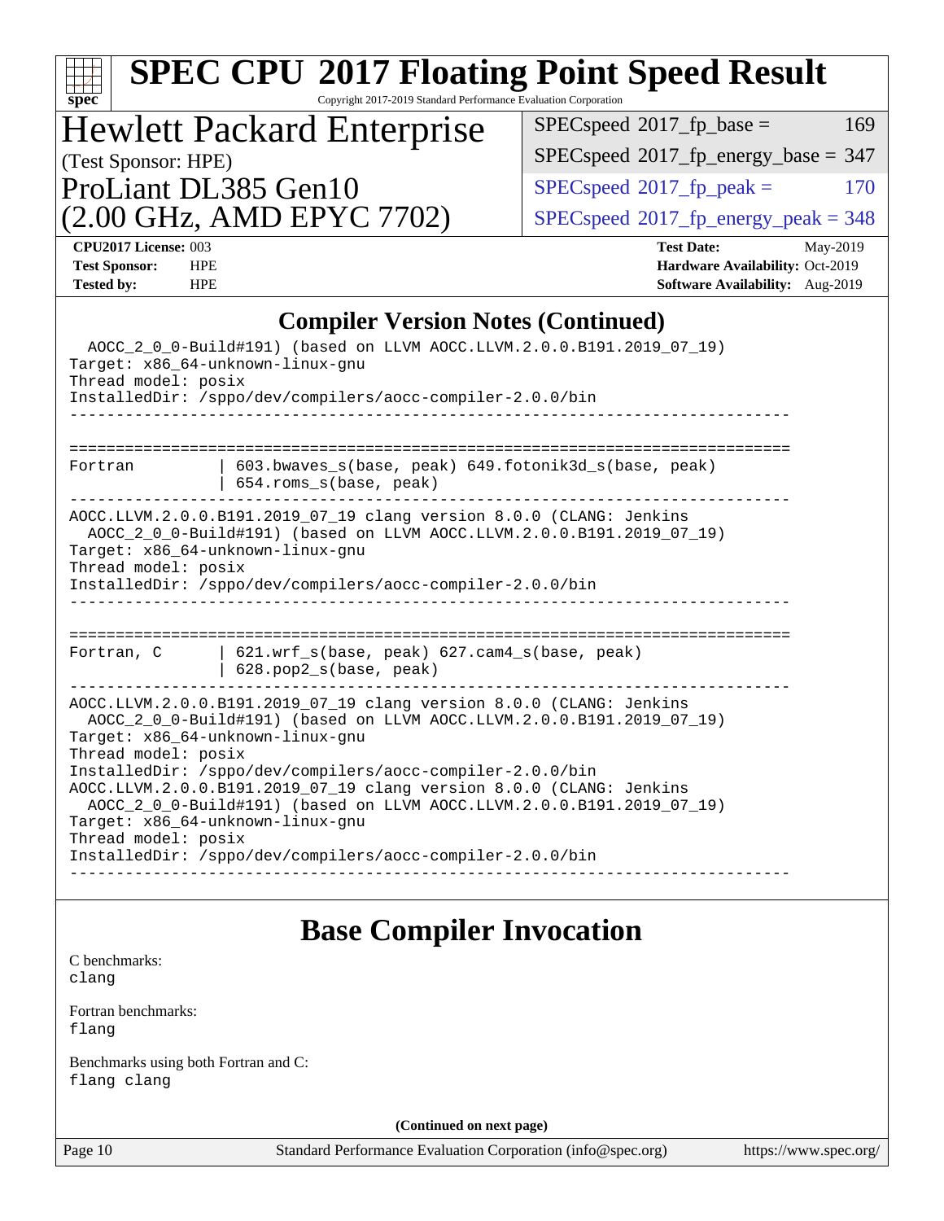# SPEC CPU 2017 Floating Point Speed Result

Copyright 2017-2019 Standard Performance Evaluation Corporation

## Hewlett Packard Enterprise

(Test Sponsor: HPE)

ProLiant DL385 Gen10
(2.00 GHz, AMD EPYC 7702)

| | |
|---|---|
| SPECspeed 2017_fp_base = | 169 |
| SPECspeed 2017_fp_energy_base = | 347 |
| SPECspeed 2017_fp_peak = | 170 |
| SPECspeed 2017_fp_energy_peak = | 348 |

**CPU2017 License:** 003
**Test Sponsor:** HPE
**Tested by:** HPE

**Test Date:** May-2019
**Hardware Availability:** Oct-2019
**Software Availability:** Aug-2019

### Compiler Version Notes (Continued)

```
  AOCC_2_0_0-Build#191) (based on LLVM AOCC.LLVM.2.0.0.B191.2019_07_19)
Target: x86_64-unknown-linux-gnu
Thread model: posix
InstalledDir: /sppo/dev/compilers/aocc-compiler-2.0.0/bin
------------------------------------------------------------------------------

==============================================================================
Fortran         | 603.bwaves_s(base, peak) 649.fotonik3d_s(base, peak)
                | 654.roms_s(base, peak)
------------------------------------------------------------------------------
AOCC.LLVM.2.0.0.B191.2019_07_19 clang version 8.0.0 (CLANG: Jenkins
  AOCC_2_0_0-Build#191) (based on LLVM AOCC.LLVM.2.0.0.B191.2019_07_19)
Target: x86_64-unknown-linux-gnu
Thread model: posix
InstalledDir: /sppo/dev/compilers/aocc-compiler-2.0.0/bin
------------------------------------------------------------------------------

==============================================================================
Fortran, C      | 621.wrf_s(base, peak) 627.cam4_s(base, peak)
                | 628.pop2_s(base, peak)
------------------------------------------------------------------------------
AOCC.LLVM.2.0.0.B191.2019_07_19 clang version 8.0.0 (CLANG: Jenkins
  AOCC_2_0_0-Build#191) (based on LLVM AOCC.LLVM.2.0.0.B191.2019_07_19)
Target: x86_64-unknown-linux-gnu
Thread model: posix
InstalledDir: /sppo/dev/compilers/aocc-compiler-2.0.0/bin
AOCC.LLVM.2.0.0.B191.2019_07_19 clang version 8.0.0 (CLANG: Jenkins
  AOCC_2_0_0-Build#191) (based on LLVM AOCC.LLVM.2.0.0.B191.2019_07_19)
Target: x86_64-unknown-linux-gnu
Thread model: posix
InstalledDir: /sppo/dev/compilers/aocc-compiler-2.0.0/bin
------------------------------------------------------------------------------
```

## Base Compiler Invocation

C benchmarks:
`clang`

Fortran benchmarks:
`flang`

Benchmarks using both Fortran and C:
`flang clang`

**(Continued on next page)**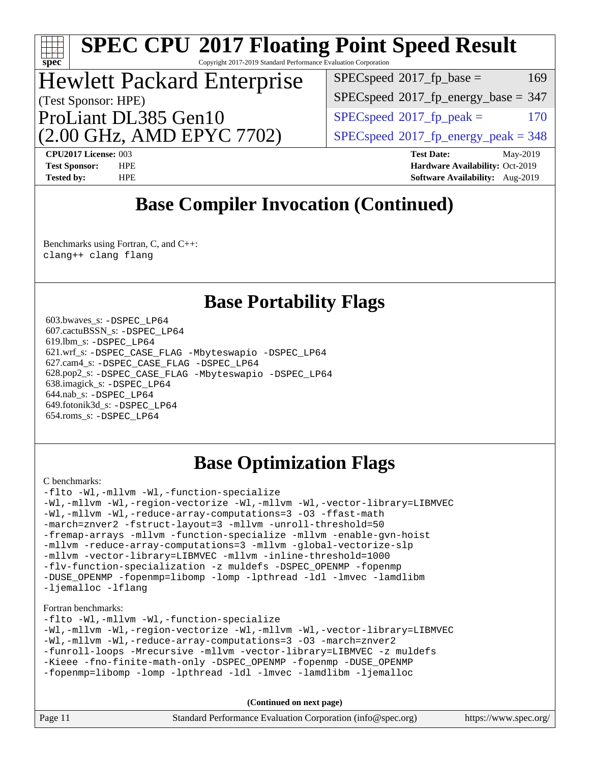# SPEC CPU 2017 Floating Point Speed Result

Copyright 2017-2019 Standard Performance Evaluation Corporation

## Hewlett Packard Enterprise

(Test Sponsor: HPE)

ProLiant DL385 Gen10 (2.00 GHz, AMD EPYC 7702)

| | |
|---|---|
| SPECspeed 2017_fp_base = | 169 |
| SPECspeed 2017_fp_energy_base = | 347 |
| SPECspeed 2017_fp_peak = | 170 |
| SPECspeed 2017_fp_energy_peak = | 348 |

**CPU2017 License:** 003
**Test Sponsor:** HPE
**Tested by:** HPE

**Test Date:** May-2019
**Hardware Availability:** Oct-2019
**Software Availability:** Aug-2019

## Base Compiler Invocation (Continued)

Benchmarks using Fortran, C, and C++:
```
clang++ clang flang
```

## Base Portability Flags

603.bwaves_s: -DSPEC_LP64
607.cactuBSSN_s: -DSPEC_LP64
619.lbm_s: -DSPEC_LP64
621.wrf_s: -DSPEC_CASE_FLAG -Mbyteswapio -DSPEC_LP64
627.cam4_s: -DSPEC_CASE_FLAG -DSPEC_LP64
628.pop2_s: -DSPEC_CASE_FLAG -Mbyteswapio -DSPEC_LP64
638.imagick_s: -DSPEC_LP64
644.nab_s: -DSPEC_LP64
649.fotonik3d_s: -DSPEC_LP64
654.roms_s: -DSPEC_LP64

## Base Optimization Flags

C benchmarks:
```
-flto -Wl,-mllvm -Wl,-function-specialize
-Wl,-mllvm -Wl,-region-vectorize -Wl,-mllvm -Wl,-vector-library=LIBMVEC
-Wl,-mllvm -Wl,-reduce-array-computations=3 -O3 -ffast-math
-march=znver2 -fstruct-layout=3 -mllvm -unroll-threshold=50
-fremap-arrays -mllvm -function-specialize -mllvm -enable-gvn-hoist
-mllvm -reduce-array-computations=3 -mllvm -global-vectorize-slp
-mllvm -vector-library=LIBMVEC -mllvm -inline-threshold=1000
-flv-function-specialization -z muldefs -DSPEC_OPENMP -fopenmp
-DUSE_OPENMP -fopenmp=libomp -lomp -lpthread -ldl -lmvec -lamdlibm
-ljemalloc -lflang
```

Fortran benchmarks:
```
-flto -Wl,-mllvm -Wl,-function-specialize
-Wl,-mllvm -Wl,-region-vectorize -Wl,-mllvm -Wl,-vector-library=LIBMVEC
-Wl,-mllvm -Wl,-reduce-array-computations=3 -O3 -march=znver2
-funroll-loops -Mrecursive -mllvm -vector-library=LIBMVEC -z muldefs
-Kieee -fno-finite-math-only -DSPEC_OPENMP -fopenmp -DUSE_OPENMP
-fopenmp=libomp -lomp -lpthread -ldl -lmvec -lamdlibm -ljemalloc
```

**(Continued on next page)**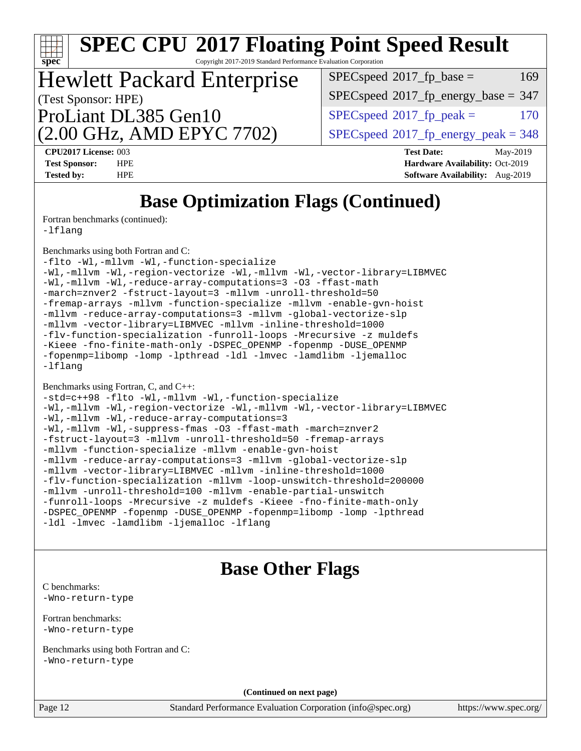# SPEC CPU 2017 Floating Point Speed Result

Copyright 2017-2019 Standard Performance Evaluation Corporation

## Hewlett Packard Enterprise

(Test Sponsor: HPE)

ProLiant DL385 Gen10
(2.00 GHz, AMD EPYC 7702)

| | |
|---|---|
| SPECspeed 2017_fp_base = | 169 |
| SPECspeed 2017_fp_energy_base = | 347 |
| SPECspeed 2017_fp_peak = | 170 |
| SPECspeed 2017_fp_energy_peak = | 348 |

**CPU2017 License:** 003
**Test Sponsor:** HPE
**Tested by:** HPE

**Test Date:** May-2019
**Hardware Availability:** Oct-2019
**Software Availability:** Aug-2019

## Base Optimization Flags (Continued)

Fortran benchmarks (continued):

```
-lflang
```

Benchmarks using both Fortran and C:

```
-flto -Wl,-mllvm -Wl,-function-specialize
-Wl,-mllvm -Wl,-region-vectorize -Wl,-mllvm -Wl,-vector-library=LIBMVEC
-Wl,-mllvm -Wl,-reduce-array-computations=3 -O3 -ffast-math
-march=znver2 -fstruct-layout=3 -mllvm -unroll-threshold=50
-fremap-arrays -mllvm -function-specialize -mllvm -enable-gvn-hoist
-mllvm -reduce-array-computations=3 -mllvm -global-vectorize-slp
-mllvm -vector-library=LIBMVEC -mllvm -inline-threshold=1000
-flv-function-specialization -funroll-loops -Mrecursive -z muldefs
-Kieee -fno-finite-math-only -DSPEC_OPENMP -fopenmp -DUSE_OPENMP
-fopenmp=libomp -lomp -lpthread -ldl -lmvec -lamdlibm -ljemalloc
-lflang
```

Benchmarks using Fortran, C, and C++:

```
-std=c++98 -flto -Wl,-mllvm -Wl,-function-specialize
-Wl,-mllvm -Wl,-region-vectorize -Wl,-mllvm -Wl,-vector-library=LIBMVEC
-Wl,-mllvm -Wl,-reduce-array-computations=3
-Wl,-mllvm -Wl,-suppress-fmas -O3 -ffast-math -march=znver2
-fstruct-layout=3 -mllvm -unroll-threshold=50 -fremap-arrays
-mllvm -function-specialize -mllvm -enable-gvn-hoist
-mllvm -reduce-array-computations=3 -mllvm -global-vectorize-slp
-mllvm -vector-library=LIBMVEC -mllvm -inline-threshold=1000
-flv-function-specialization -mllvm -loop-unswitch-threshold=200000
-mllvm -unroll-threshold=100 -mllvm -enable-partial-unswitch
-funroll-loops -Mrecursive -z muldefs -Kieee -fno-finite-math-only
-DSPEC_OPENMP -fopenmp -DUSE_OPENMP -fopenmp=libomp -lomp -lpthread
-ldl -lmvec -lamdlibm -ljemalloc -lflang
```

## Base Other Flags

C benchmarks:

```
-Wno-return-type
```

Fortran benchmarks:

```
-Wno-return-type
```

Benchmarks using both Fortran and C:

```
-Wno-return-type
```

**(Continued on next page)**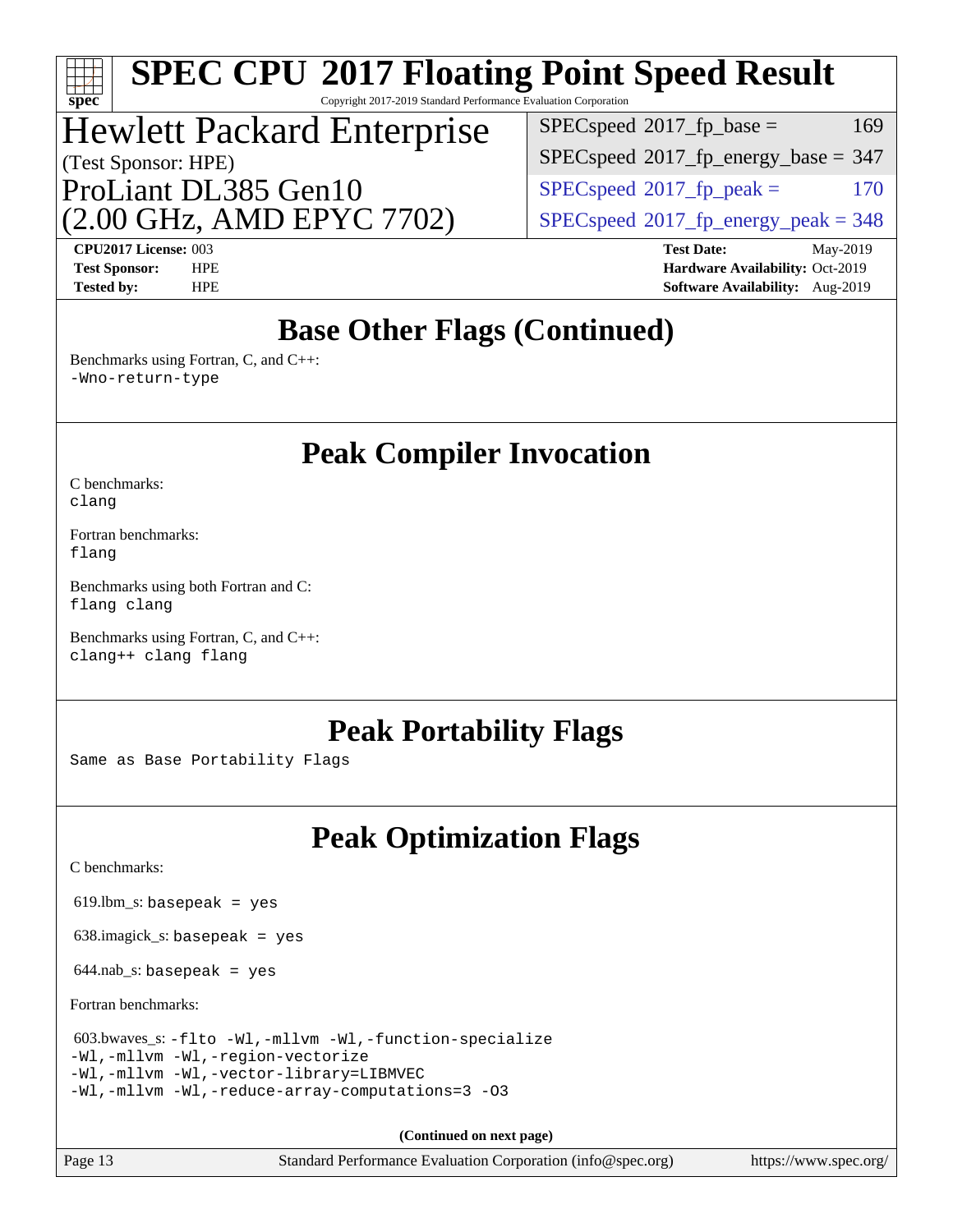# SPEC CPU 2017 Floating Point Speed Result

Copyright 2017-2019 Standard Performance Evaluation Corporation

## Hewlett Packard Enterprise

(Test Sponsor: HPE)

ProLiant DL385 Gen10
(2.00 GHz, AMD EPYC 7702)

| | |
|---|---|
| SPECspeed 2017_fp_base = | 169 |
| SPECspeed 2017_fp_energy_base = | 347 |
| SPECspeed 2017_fp_peak = | 170 |
| SPECspeed 2017_fp_energy_peak = | 348 |

**CPU2017 License:** 003
**Test Sponsor:** HPE
**Tested by:** HPE

**Test Date:** May-2019
**Hardware Availability:** Oct-2019
**Software Availability:** Aug-2019

## Base Other Flags (Continued)

Benchmarks using Fortran, C, and C++:
`-Wno-return-type`

## Peak Compiler Invocation

C benchmarks:
`clang`

Fortran benchmarks:
`flang`

Benchmarks using both Fortran and C:
`flang clang`

Benchmarks using Fortran, C, and C++:
`clang++ clang flang`

## Peak Portability Flags

Same as Base Portability Flags

## Peak Optimization Flags

C benchmarks:

619.lbm_s: `basepeak = yes`

638.imagick_s: `basepeak = yes`

644.nab_s: `basepeak = yes`

Fortran benchmarks:

603.bwaves_s: `-flto -Wl,-mllvm -Wl,-function-specialize -Wl,-mllvm -Wl,-region-vectorize -Wl,-mllvm -Wl,-vector-library=LIBMVEC -Wl,-mllvm -Wl,-reduce-array-computations=3 -O3`

**(Continued on next page)**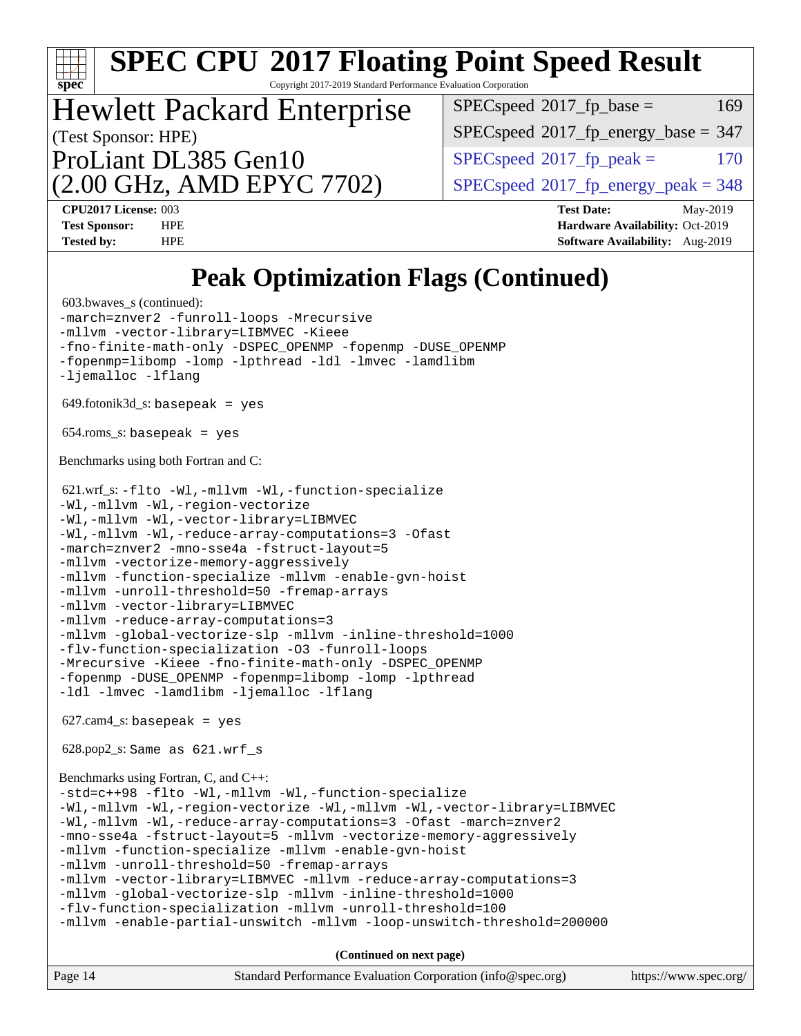# Peak Optimization Flags (Continued)

603.bwaves_s (continued):
```
-march=znver2 -funroll-loops -Mrecursive
-mllvm -vector-library=LIBMVEC -Kieee
-fno-finite-math-only -DSPEC_OPENMP -fopenmp -DUSE_OPENMP
-fopenmp=libomp -lomp -lpthread -ldl -lmvec -lamdlibm
-ljemalloc -lflang
```

649.fotonik3d_s: `basepeak = yes`

654.roms_s: `basepeak = yes`

Benchmarks using both Fortran and C:

621.wrf_s:
```
-flto -Wl,-mllvm -Wl,-function-specialize
-Wl,-mllvm -Wl,-region-vectorize
-Wl,-mllvm -Wl,-vector-library=LIBMVEC
-Wl,-mllvm -Wl,-reduce-array-computations=3 -Ofast
-march=znver2 -mno-sse4a -fstruct-layout=5
-mllvm -vectorize-memory-aggressively
-mllvm -function-specialize -mllvm -enable-gvn-hoist
-mllvm -unroll-threshold=50 -fremap-arrays
-mllvm -vector-library=LIBMVEC
-mllvm -reduce-array-computations=3
-mllvm -global-vectorize-slp -mllvm -inline-threshold=1000
-flv-function-specialization -O3 -funroll-loops
-Mrecursive -Kieee -fno-finite-math-only -DSPEC_OPENMP
-fopenmp -DUSE_OPENMP -fopenmp=libomp -lomp -lpthread
-ldl -lmvec -lamdlibm -ljemalloc -lflang
```

627.cam4_s: `basepeak = yes`

628.pop2_s: `Same as 621.wrf_s`

Benchmarks using Fortran, C, and C++:
```
-std=c++98 -flto -Wl,-mllvm -Wl,-function-specialize
-Wl,-mllvm -Wl,-region-vectorize -Wl,-mllvm -Wl,-vector-library=LIBMVEC
-Wl,-mllvm -Wl,-reduce-array-computations=3 -Ofast -march=znver2
-mno-sse4a -fstruct-layout=5 -mllvm -vectorize-memory-aggressively
-mllvm -function-specialize -mllvm -enable-gvn-hoist
-mllvm -unroll-threshold=50 -fremap-arrays
-mllvm -vector-library=LIBMVEC -mllvm -reduce-array-computations=3
-mllvm -global-vectorize-slp -mllvm -inline-threshold=1000
-flv-function-specialization -mllvm -unroll-threshold=100
-mllvm -enable-partial-unswitch -mllvm -loop-unswitch-threshold=200000
```

**(Continued on next page)**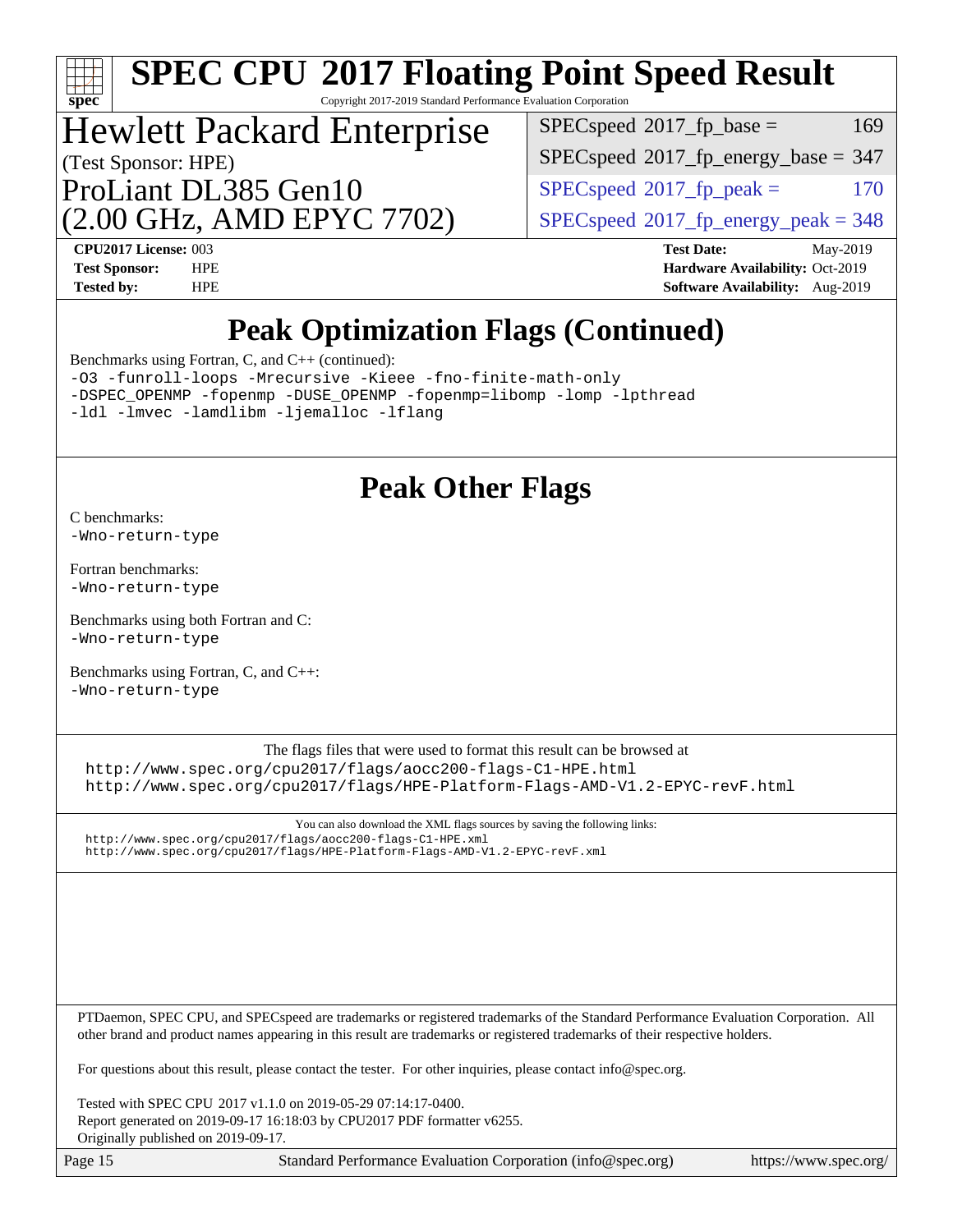# SPEC CPU 2017 Floating Point Speed Result

Copyright 2017-2019 Standard Performance Evaluation Corporation

## Hewlett Packard Enterprise

(Test Sponsor: HPE)

ProLiant DL385 Gen10
(2.00 GHz, AMD EPYC 7702)

| | |
|---|---|
| SPECspeed 2017_fp_base = | 169 |
| SPECspeed 2017_fp_energy_base = | 347 |
| SPECspeed 2017_fp_peak = | 170 |
| SPECspeed 2017_fp_energy_peak = | 348 |

**CPU2017 License:** 003
**Test Sponsor:** HPE
**Tested by:** HPE

**Test Date:** May-2019
**Hardware Availability:** Oct-2019
**Software Availability:** Aug-2019

## Peak Optimization Flags (Continued)

Benchmarks using Fortran, C, and C++ (continued):
```
-O3 -funroll-loops -Mrecursive -Kieee -fno-finite-math-only
-DSPEC_OPENMP -fopenmp -DUSE_OPENMP -fopenmp=libomp -lomp -lpthread
-ldl -lmvec -lamdlibm -ljemalloc -lflang
```

## Peak Other Flags

C benchmarks:
```
-Wno-return-type
```

Fortran benchmarks:
```
-Wno-return-type
```

Benchmarks using both Fortran and C:
```
-Wno-return-type
```

Benchmarks using Fortran, C, and C++:
```
-Wno-return-type
```

The flags files that were used to format this result can be browsed at
http://www.spec.org/cpu2017/flags/aocc200-flags-C1-HPE.html
http://www.spec.org/cpu2017/flags/HPE-Platform-Flags-AMD-V1.2-EPYC-revF.html

You can also download the XML flags sources by saving the following links:
http://www.spec.org/cpu2017/flags/aocc200-flags-C1-HPE.xml
http://www.spec.org/cpu2017/flags/HPE-Platform-Flags-AMD-V1.2-EPYC-revF.xml

PTDaemon, SPEC CPU, and SPECspeed are trademarks or registered trademarks of the Standard Performance Evaluation Corporation. All other brand and product names appearing in this result are trademarks or registered trademarks of their respective holders.

For questions about this result, please contact the tester. For other inquiries, please contact info@spec.org.

Tested with SPEC CPU 2017 v1.1.0 on 2019-05-29 07:14:17-0400.
Report generated on 2019-09-17 16:18:03 by CPU2017 PDF formatter v6255.
Originally published on 2019-09-17.